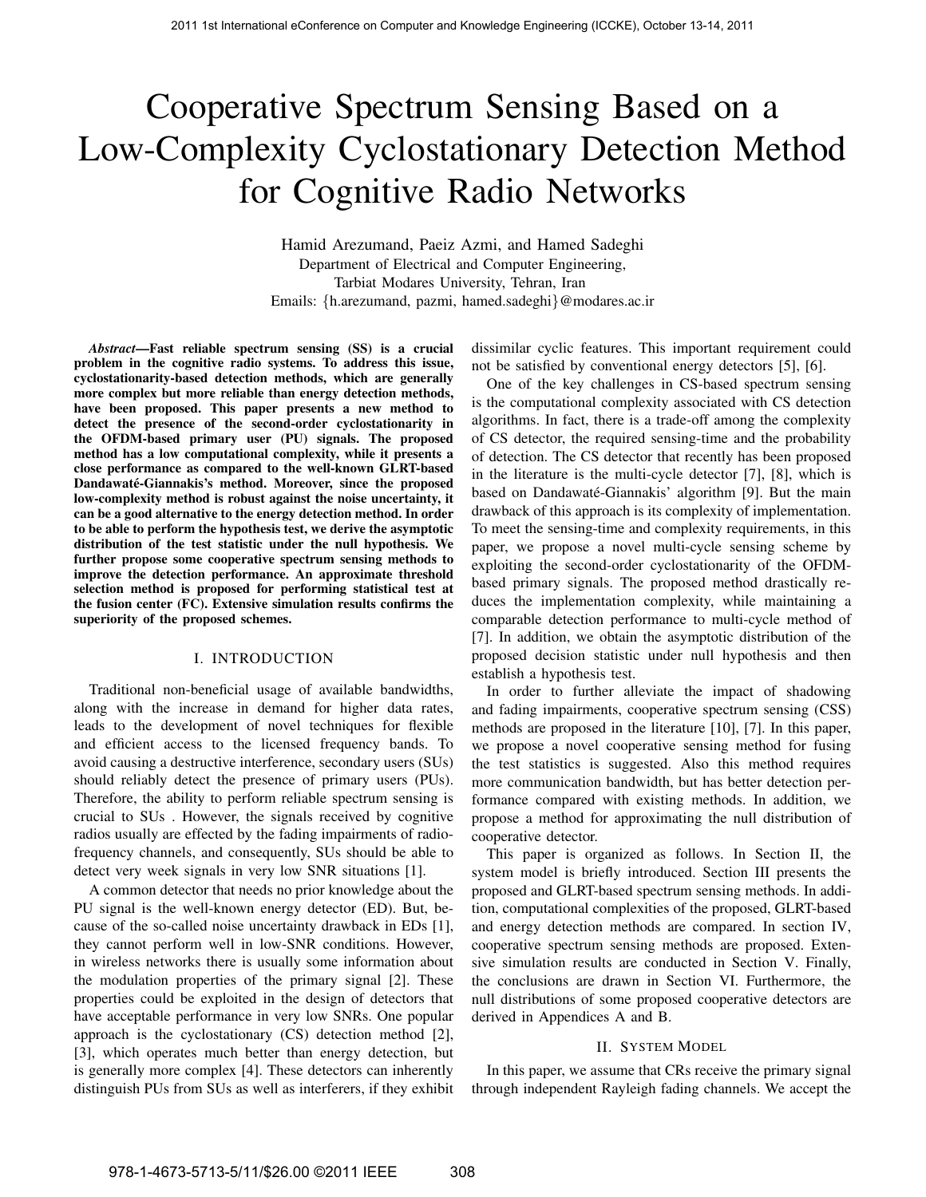# Cooperative Spectrum Sensing Based on a Low-Complexity Cyclostationary Detection Method for Cognitive Radio Networks

Hamid Arezumand, Paeiz Azmi, and Hamed Sadeghi

Department of Electrical and Computer Engineering,
Tarbiat Modares University, Tehran, Iran
Emails: {h.arezumand, pazmi, hamed.sadeghi}@modares.ac.ir

***Abstract*—Fast reliable spectrum sensing (SS) is a crucial problem in the cognitive radio systems. To address this issue, cyclostationarity-based detection methods, which are generally more complex but more reliable than energy detection methods, have been proposed. This paper presents a new method to detect the presence of the second-order cyclostationarity in the OFDM-based primary user (PU) signals. The proposed method has a low computational complexity, while it presents a close performance as compared to the well-known GLRT-based Dandawaté-Giannakis's method. Moreover, since the proposed low-complexity method is robust against the noise uncertainty, it can be a good alternative to the energy detection method. In order to be able to perform the hypothesis test, we derive the asymptotic distribution of the test statistic under the null hypothesis. We further propose some cooperative spectrum sensing methods to improve the detection performance. An approximate threshold selection method is proposed for performing statistical test at the fusion center (FC). Extensive simulation results confirms the superiority of the proposed schemes.**

## I. Introduction

Traditional non-beneficial usage of available bandwidths, along with the increase in demand for higher data rates, leads to the development of novel techniques for flexible and efficient access to the licensed frequency bands. To avoid causing a destructive interference, secondary users (SUs) should reliably detect the presence of primary users (PUs). Therefore, the ability to perform reliable spectrum sensing is crucial to SUs . However, the signals received by cognitive radios usually are effected by the fading impairments of radio-frequency channels, and consequently, SUs should be able to detect very week signals in very low SNR situations [1].

A common detector that needs no prior knowledge about the PU signal is the well-known energy detector (ED). But, because of the so-called noise uncertainty drawback in EDs [1], they cannot perform well in low-SNR conditions. However, in wireless networks there is usually some information about the modulation properties of the primary signal [2]. These properties could be exploited in the design of detectors that have acceptable performance in very low SNRs. One popular approach is the cyclostationary (CS) detection method [2], [3], which operates much better than energy detection, but is generally more complex [4]. These detectors can inherently distinguish PUs from SUs as well as interferers, if they exhibit dissimilar cyclic features. This important requirement could not be satisfied by conventional energy detectors [5], [6].

One of the key challenges in CS-based spectrum sensing is the computational complexity associated with CS detection algorithms. In fact, there is a trade-off among the complexity of CS detector, the required sensing-time and the probability of detection. The CS detector that recently has been proposed in the literature is the multi-cycle detector [7], [8], which is based on Dandawaté-Giannakis' algorithm [9]. But the main drawback of this approach is its complexity of implementation. To meet the sensing-time and complexity requirements, in this paper, we propose a novel multi-cycle sensing scheme by exploiting the second-order cyclostationarity of the OFDM-based primary signals. The proposed method drastically reduces the implementation complexity, while maintaining a comparable detection performance to multi-cycle method of [7]. In addition, we obtain the asymptotic distribution of the proposed decision statistic under null hypothesis and then establish a hypothesis test.

In order to further alleviate the impact of shadowing and fading impairments, cooperative spectrum sensing (CSS) methods are proposed in the literature [10], [7]. In this paper, we propose a novel cooperative sensing method for fusing the test statistics is suggested. Also this method requires more communication bandwidth, but has better detection performance compared with existing methods. In addition, we propose a method for approximating the null distribution of cooperative detector.

This paper is organized as follows. In Section II, the system model is briefly introduced. Section III presents the proposed and GLRT-based spectrum sensing methods. In addition, computational complexities of the proposed, GLRT-based and energy detection methods are compared. In section IV, cooperative spectrum sensing methods are proposed. Extensive simulation results are conducted in Section V. Finally, the conclusions are drawn in Section VI. Furthermore, the null distributions of some proposed cooperative detectors are derived in Appendices A and B.

## II. System Model

In this paper, we assume that CRs receive the primary signal through independent Rayleigh fading channels. We accept the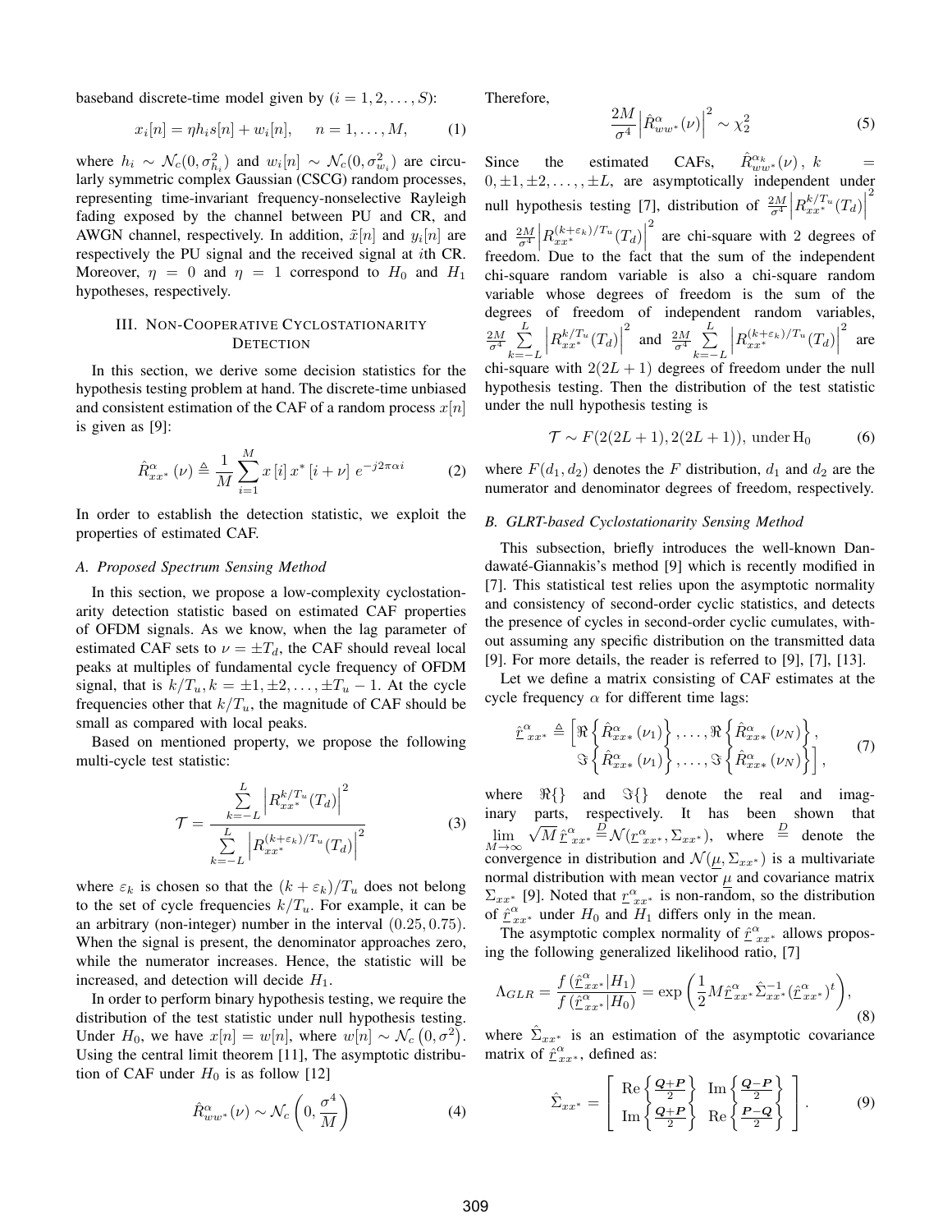baseband discrete-time model given by ($i = 1, 2, \ldots, S$):

$$x_i[n] = \eta h_i s[n] + w_i[n], \quad n = 1, \ldots, M, \tag{1}$$

where $h_i \sim \mathcal{N}_c(0, \sigma_{h_i}^2)$ and $w_i[n] \sim \mathcal{N}_c(0, \sigma_{w_i}^2)$ are circularly symmetric complex Gaussian (CSCG) random processes, representing time-invariant frequency-nonselective Rayleigh fading exposed by the channel between PU and CR, and AWGN channel, respectively. In addition, $\tilde{x}[n]$ and $y_i[n]$ are respectively the PU signal and the received signal at $i$th CR. Moreover, $\eta = 0$ and $\eta = 1$ correspond to $H_0$ and $H_1$ hypotheses, respectively.

## III. Non-Cooperative Cyclostationarity Detection

In this section, we derive some decision statistics for the hypothesis testing problem at hand. The discrete-time unbiased and consistent estimation of the CAF of a random process $x[n]$ is given as [9]:

$$\hat{R}_{xx^*}^{\alpha}(\nu) \triangleq \frac{1}{M}\sum_{i=1}^{M} x[i]\, x^*[i+\nu]\; e^{-j2\pi\alpha i} \tag{2}$$

In order to establish the detection statistic, we exploit the properties of estimated CAF.

### A. Proposed Spectrum Sensing Method

In this section, we propose a low-complexity cyclostationarity detection statistic based on estimated CAF properties of OFDM signals. As we know, when the lag parameter of estimated CAF sets to $\nu = \pm T_d$, the CAF should reveal local peaks at multiples of fundamental cyclic frequency of OFDM signal, that is $k/T_u, k = \pm 1, \pm 2, \ldots, \pm T_u - 1$. At the cycle frequencies other that $k/T_u$, the magnitude of CAF should be small as compared with local peaks.

Based on mentioned property, we propose the following multi-cycle test statistic:

$$\mathcal{T} = \frac{\sum\limits_{k=-L}^{L}\left|R_{xx^*}^{k/T_u}(T_d)\right|^2}{\sum\limits_{k=-L}^{L}\left|R_{xx^*}^{(k+\varepsilon_k)/T_u}(T_d)\right|^2} \tag{3}$$

where $\varepsilon_k$ is chosen so that the $(k+\varepsilon_k)/T_u$ does not belong to the set of cycle frequencies $k/T_u$. For example, it can be an arbitrary (non-integer) number in the interval $(0.25, 0.75)$. When the signal is present, the denominator approaches zero, while the numerator increases. Hence, the statistic will be increased, and detection will decide $H_1$.

In order to perform binary hypothesis testing, we require the distribution of the test statistic under null hypothesis testing. Under $H_0$, we have $x[n] = w[n]$, where $w[n] \sim \mathcal{N}_c(0, \sigma^2)$. Using the central limit theorem [11], The asymptotic distribution of CAF under $H_0$ is as follow [12]

$$\hat{R}_{ww^*}^{\alpha}(\nu) \sim \mathcal{N}_c\left(0, \frac{\sigma^4}{M}\right) \tag{4}$$

Therefore,

$$\frac{2M}{\sigma^4}\left|\hat{R}_{ww^*}^{\alpha}(\nu)\right|^2 \sim \chi_2^2 \tag{5}$$

Since the estimated CAFs, $\hat{R}_{ww^*}^{\alpha_k}(\nu)$, $k = 0, \pm 1, \pm 2, \ldots, \pm L$, are asymptotically independent under null hypothesis testing [7], distribution of $\frac{2M}{\sigma^4}\left|R_{xx^*}^{k/T_u}(T_d)\right|^2$ and $\frac{2M}{\sigma^4}\left|R_{xx^*}^{(k+\varepsilon_k)/T_u}(T_d)\right|^2$ are chi-square with 2 degrees of freedom. Due to the fact that the sum of the independent chi-square random variable is also a chi-square random variable whose degrees of freedom is the sum of the degrees of freedom of independent random variables, $\frac{2M}{\sigma^4}\sum\limits_{k=-L}^{L}\left|R_{xx^*}^{k/T_u}(T_d)\right|^2$ and $\frac{2M}{\sigma^4}\sum\limits_{k=-L}^{L}\left|R_{xx^*}^{(k+\varepsilon_k)/T_u}(T_d)\right|^2$ are chi-square with $2(2L+1)$ degrees of freedom under the null hypothesis testing. Then the distribution of the test statistic under the null hypothesis testing is

$$\mathcal{T} \sim F(2(2L+1), 2(2L+1)), \text{ under } \mathrm{H}_0 \tag{6}$$

where $F(d_1, d_2)$ denotes the $F$ distribution, $d_1$ and $d_2$ are the numerator and denominator degrees of freedom, respectively.

### B. GLRT-based Cyclostationarity Sensing Method

This subsection, briefly introduces the well-known Dandawaté-Giannakis's method [9] which is recently modified in [7]. This statistical test relies upon the asymptotic normality and consistency of second-order cyclic statistics, and detects the presence of cycles in second-order cyclic cumulates, without assuming any specific distribution on the transmitted data [9]. For more details, the reader is referred to [9], [7], [13].

Let we define a matrix consisting of CAF estimates at the cycle frequency $\alpha$ for different time lags:

$$\begin{aligned}\underline{\hat{r}}_{xx^*}^{\alpha} \triangleq \Big[&\Re\left\{\hat{R}_{xx*}^{\alpha}(\nu_1)\right\}, \ldots, \Re\left\{\hat{R}_{xx*}^{\alpha}(\nu_N)\right\},\\ &\Im\left\{\hat{R}_{xx*}^{\alpha}(\nu_1)\right\}, \ldots, \Im\left\{\hat{R}_{xx*}^{\alpha}(\nu_N)\right\}\Big],\end{aligned} \tag{7}$$

where $\Re\{\}$ and $\Im\{\}$ denote the real and imaginary parts, respectively. It has been shown that $\lim\limits_{M\to\infty}\sqrt{M}\,\underline{\hat{r}}_{xx^*}^{\alpha} \stackrel{D}{=} \mathcal{N}(\underline{r}_{xx^*}^{\alpha}, \Sigma_{xx^*})$, where $\stackrel{D}{=}$ denote the convergence in distribution and $\mathcal{N}(\underline{\mu}, \Sigma_{xx^*})$ is a multivariate normal distribution with mean vector $\underline{\mu}$ and covariance matrix $\Sigma_{xx^*}$ [9]. Noted that $\underline{r}_{xx^*}^{\alpha}$ is non-random, so the distribution of $\underline{\hat{r}}_{xx^*}^{\alpha}$ under $H_0$ and $H_1$ differs only in the mean.

The asymptotic complex normality of $\underline{\hat{r}}_{xx^*}^{\alpha}$ allows proposing the following generalized likelihood ratio, [7]

$$\Lambda_{GLR} = \frac{f\left(\underline{\hat{r}}_{xx^*}^{\alpha}|H_1\right)}{f\left(\underline{\hat{r}}_{xx^*}^{\alpha}|H_0\right)} = \exp\left(\frac{1}{2}M\underline{\hat{r}}_{xx^*}^{\alpha}\hat{\Sigma}_{xx^*}^{-1}(\underline{\hat{r}}_{xx^*}^{\alpha})^t\right), \tag{8}$$

where $\hat{\Sigma}_{xx^*}$ is an estimation of the asymptotic covariance matrix of $\underline{\hat{r}}_{xx^*}^{\alpha}$, defined as:

$$\hat{\Sigma}_{xx^*} = \begin{bmatrix} \mathrm{Re}\left\{\frac{\boldsymbol{Q}+\boldsymbol{P}}{2}\right\} & \mathrm{Im}\left\{\frac{\boldsymbol{Q}-\boldsymbol{P}}{2}\right\} \\ \mathrm{Im}\left\{\frac{\boldsymbol{Q}+\boldsymbol{P}}{2}\right\} & \mathrm{Re}\left\{\frac{\boldsymbol{P}-\boldsymbol{Q}}{2}\right\} \end{bmatrix}. \tag{9}$$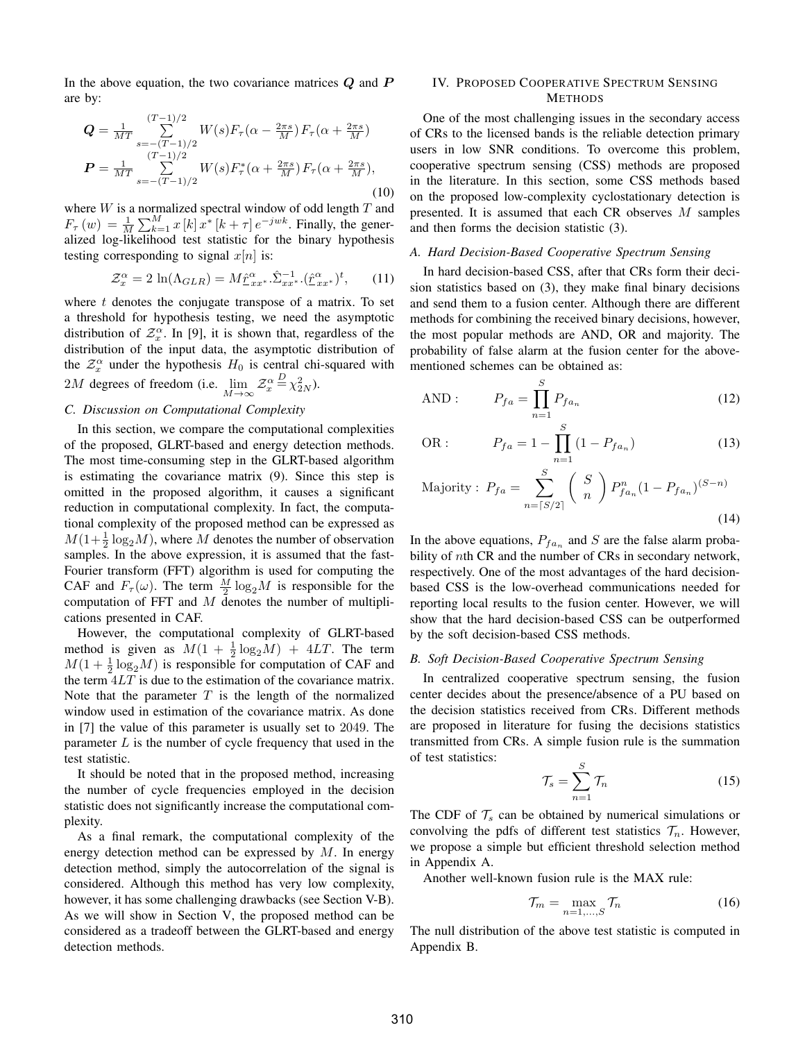In the above equation, the two covariance matrices $\boldsymbol{Q}$ and $\boldsymbol{P}$ are by:

$$
\begin{aligned}
\boldsymbol{Q} &= \frac{1}{MT} \sum_{s=-(T-1)/2}^{(T-1)/2} W(s) F_\tau(\alpha - \tfrac{2\pi s}{M}) F_\tau(\alpha + \tfrac{2\pi s}{M}) \\
\boldsymbol{P} &= \frac{1}{MT} \sum_{s=-(T-1)/2}^{(T-1)/2} W(s) F_\tau^*(\alpha + \tfrac{2\pi s}{M}) F_\tau(\alpha + \tfrac{2\pi s}{M}),
\end{aligned}
\tag{10}
$$

where $W$ is a normalized spectral window of odd length $T$ and $F_\tau(w) = \frac{1}{M}\sum_{k=1}^{M} x[k]\, x^*[k+\tau]\, e^{-jwk}$. Finally, the generalized log-likelihood test statistic for the binary hypothesis testing corresponding to signal $x[n]$ is:

$$
\mathcal{Z}_x^\alpha = 2\,\ln(\Lambda_{GLR}) = M \underline{\hat{r}}_{xx^*}^\alpha . \hat{\Sigma}_{xx^*}^{-1} . (\underline{\hat{r}}_{xx^*}^\alpha)^t, \tag{11}
$$

where $t$ denotes the conjugate transpose of a matrix. To set a threshold for hypothesis testing, we need the asymptotic distribution of $\mathcal{Z}_x^\alpha$. In [9], it is shown that, regardless of the distribution of the input data, the asymptotic distribution of the $\mathcal{Z}_x^\alpha$ under the hypothesis $H_0$ is central chi-squared with $2M$ degrees of freedom (i.e. $\lim_{M\to\infty} \mathcal{Z}_x^\alpha \overset{D}{=} \chi_{2N}^2$).

### C. Discussion on Computational Complexity

In this section, we compare the computational complexities of the proposed, GLRT-based and energy detection methods. The most time-consuming step in the GLRT-based algorithm is estimating the covariance matrix (9). Since this step is omitted in the proposed algorithm, it causes a significant reduction in computational complexity. In fact, the computational complexity of the proposed method can be expressed as $M(1+\frac{1}{2}\log_2 M)$, where $M$ denotes the number of observation samples. In the above expression, it is assumed that the fast-Fourier transform (FFT) algorithm is used for computing the CAF and $F_\tau(\omega)$. The term $\frac{M}{2}\log_2 M$ is responsible for the computation of FFT and $M$ denotes the number of multiplications presented in CAF.

However, the computational complexity of GLRT-based method is given as $M(1+\frac{1}{2}\log_2 M) + 4LT$. The term $M(1+\frac{1}{2}\log_2 M)$ is responsible for computation of CAF and the term $4LT$ is due to the estimation of the covariance matrix. Note that the parameter $T$ is the length of the normalized window used in estimation of the covariance matrix. As done in [7] the value of this parameter is usually set to $2049$. The parameter $L$ is the number of cycle frequency that used in the test statistic.

It should be noted that in the proposed method, increasing the number of cycle frequencies employed in the decision statistic does not significantly increase the computational complexity.

As a final remark, the computational complexity of the energy detection method can be expressed by $M$. In energy detection method, simply the autocorrelation of the signal is considered. Although this method has very low complexity, however, it has some challenging drawbacks (see Section V-B). As we will show in Section V, the proposed method can be considered as a tradeoff between the GLRT-based and energy detection methods.

## IV. Proposed Cooperative Spectrum Sensing Methods

One of the most challenging issues in the secondary access of CRs to the licensed bands is the reliable detection primary users in low SNR conditions. To overcome this problem, cooperative spectrum sensing (CSS) methods are proposed in the literature. In this section, some CSS methods based on the proposed low-complexity cyclostationary detection is presented. It is assumed that each CR observes $M$ samples and then forms the decision statistic (3).

### A. Hard Decision-Based Cooperative Spectrum Sensing

In hard decision-based CSS, after that CRs form their decision statistics based on (3), they make final binary decisions and send them to a fusion center. Although there are different methods for combining the received binary decisions, however, the most popular methods are AND, OR and majority. The probability of false alarm at the fusion center for the above-mentioned schemes can be obtained as:

$$
\text{AND}: \qquad P_{fa} = \prod_{n=1}^{S} P_{fa_n} \tag{12}
$$

$$
\text{OR}: \qquad P_{fa} = 1 - \prod_{n=1}^{S} (1 - P_{fa_n}) \tag{13}
$$

$$
\text{Majority}: \; P_{fa} = \sum_{n=\lceil S/2 \rceil}^{S} \binom{S}{n} P_{fa_n}^{n} (1 - P_{fa_n})^{(S-n)} \tag{14}
$$

In the above equations, $P_{fa_n}$ and $S$ are the false alarm probability of $n$th CR and the number of CRs in secondary network, respectively. One of the most advantages of the hard decision-based CSS is the low-overhead communications needed for reporting local results to the fusion center. However, we will show that the hard decision-based CSS can be outperformed by the soft decision-based CSS methods.

### B. Soft Decision-Based Cooperative Spectrum Sensing

In centralized cooperative spectrum sensing, the fusion center decides about the presence/absence of a PU based on the decision statistics received from CRs. Different methods are proposed in literature for fusing the decisions statistics transmitted from CRs. A simple fusion rule is the summation of test statistics:

$$
\mathcal{T}_s = \sum_{n=1}^{S} \mathcal{T}_n \tag{15}
$$

The CDF of $\mathcal{T}_s$ can be obtained by numerical simulations or convolving the pdfs of different test statistics $\mathcal{T}_n$. However, we propose a simple but efficient threshold selection method in Appendix A.

Another well-known fusion rule is the MAX rule:

$$
\mathcal{T}_m = \max_{n=1,\ldots,S} \mathcal{T}_n \tag{16}
$$

The null distribution of the above test statistic is computed in Appendix B.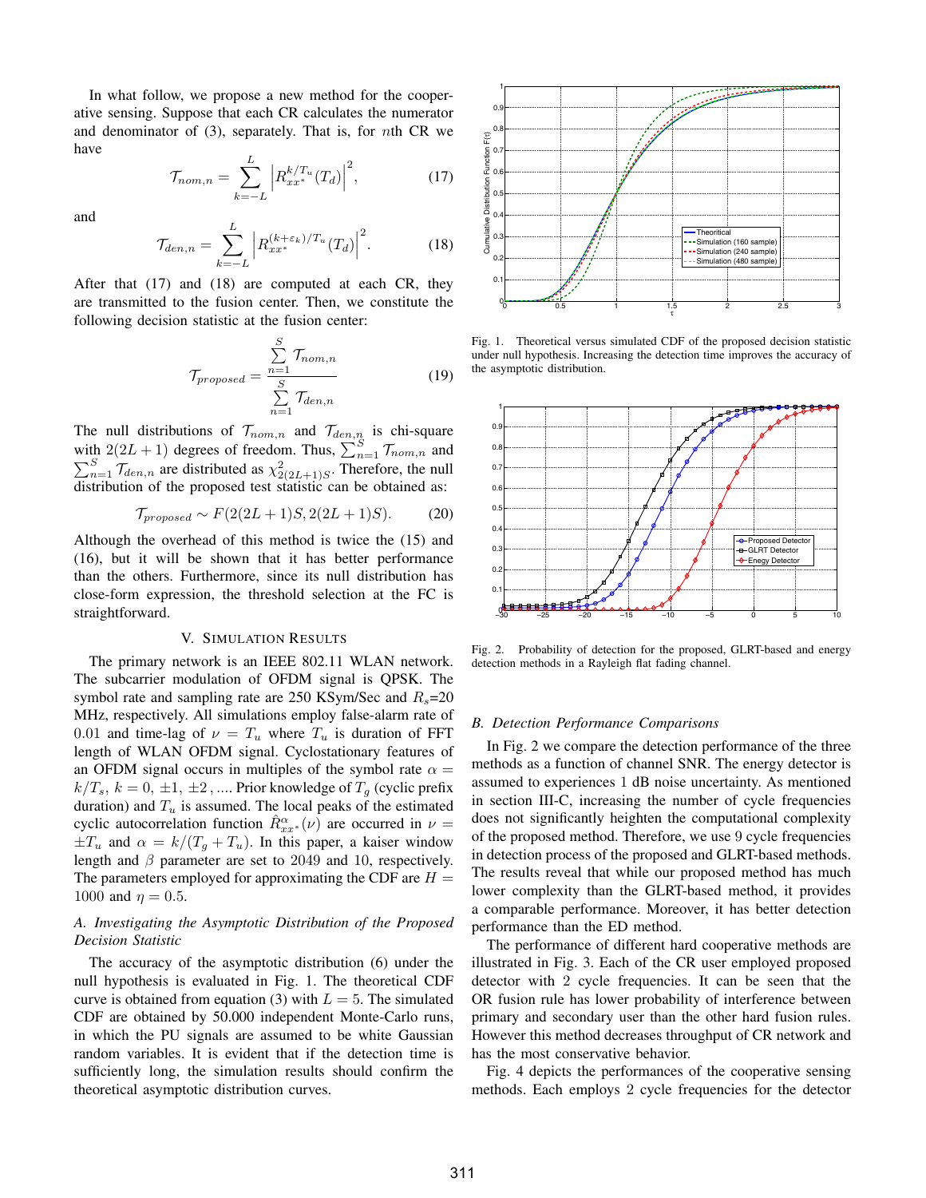In what follow, we propose a new method for the cooperative sensing. Suppose that each CR calculates the numerator and denominator of (3), separately. That is, for $n$th CR we have

$$\mathcal{T}_{nom,n} = \sum_{k=-L}^{L} \left| R_{xx^*}^{k/T_u}(T_d) \right|^2, \tag{17}$$

and

$$\mathcal{T}_{den,n} = \sum_{k=-L}^{L} \left| R_{xx^*}^{(k+\varepsilon_k)/T_u}(T_d) \right|^2. \tag{18}$$

After that (17) and (18) are computed at each CR, they are transmitted to the fusion center. Then, we constitute the following decision statistic at the fusion center:

$$\mathcal{T}_{proposed} = \frac{\sum_{n=1}^{S} \mathcal{T}_{nom,n}}{\sum_{n=1}^{S} \mathcal{T}_{den,n}} \tag{19}$$

The null distributions of $\mathcal{T}_{nom,n}$ and $\mathcal{T}_{den,n}$ is chi-square with $2(2L+1)$ degrees of freedom. Thus, $\sum_{n=1}^{S} \mathcal{T}_{nom,n}$ and $\sum_{n=1}^{S} \mathcal{T}_{den,n}$ are distributed as $\chi^2_{2(2L+1)S}$. Therefore, the null distribution of the proposed test statistic can be obtained as:

$$\mathcal{T}_{proposed} \sim F(2(2L+1)S, 2(2L+1)S). \tag{20}$$

Although the overhead of this method is twice the (15) and (16), but it will be shown that it has better performance than the others. Furthermore, since its null distribution has close-form expression, the threshold selection at the FC is straightforward.

## V. Simulation Results

The primary network is an IEEE 802.11 WLAN network. The subcarrier modulation of OFDM signal is QPSK. The symbol rate and sampling rate are 250 KSym/Sec and $R_s$=20 MHz, respectively. All simulations employ false-alarm rate of 0.01 and time-lag of $\nu = T_u$ where $T_u$ is duration of FFT length of WLAN OFDM signal. Cyclostationary features of an OFDM signal occurs in multiples of the symbol rate $\alpha = k/T_s$, $k = 0, \pm1, \pm2, \ldots$. Prior knowledge of $T_g$ (cyclic prefix duration) and $T_u$ is assumed. The local peaks of the estimated cyclic autocorrelation function $\hat{R}_{xx^*}^{\alpha}(\nu)$ are occurred in $\nu = \pm T_u$ and $\alpha = k/(T_g + T_u)$. In this paper, a kaiser window length and $\beta$ parameter are set to 2049 and 10, respectively. The parameters employed for approximating the CDF are $H = 1000$ and $\eta = 0.5$.

### *A. Investigating the Asymptotic Distribution of the Proposed Decision Statistic*

The accuracy of the asymptotic distribution (6) under the null hypothesis is evaluated in Fig. 1. The theoretical CDF curve is obtained from equation (3) with $L = 5$. The simulated CDF are obtained by 50.000 independent Monte-Carlo runs, in which the PU signals are assumed to be white Gaussian random variables. It is evident that if the detection time is sufficiently long, the simulation results should confirm the theoretical asymptotic distribution curves.

Fig. 1. Theoretical versus simulated CDF of the proposed decision statistic under null hypothesis. Increasing the detection time improves the accuracy of the asymptotic distribution.

Fig. 2. Probability of detection for the proposed, GLRT-based and energy detection methods in a Rayleigh flat fading channel.

### *B. Detection Performance Comparisons*

In Fig. 2 we compare the detection performance of the three methods as a function of channel SNR. The energy detector is assumed to experiences 1 dB noise uncertainty. As mentioned in section III-C, increasing the number of cycle frequencies does not significantly heighten the computational complexity of the proposed method. Therefore, we use 9 cycle frequencies in detection process of the proposed and GLRT-based methods. The results reveal that while our proposed method has much lower complexity than the GLRT-based method, it provides a comparable performance. Moreover, it has better detection performance than the ED method.

The performance of different hard cooperative methods are illustrated in Fig. 3. Each of the CR user employed proposed detector with 2 cycle frequencies. It can be seen that the OR fusion rule has lower probability of interference between primary and secondary user than the other hard fusion rules. However this method decreases throughput of CR network and has the most conservative behavior.

Fig. 4 depicts the performances of the cooperative sensing methods. Each employs 2 cycle frequencies for the detector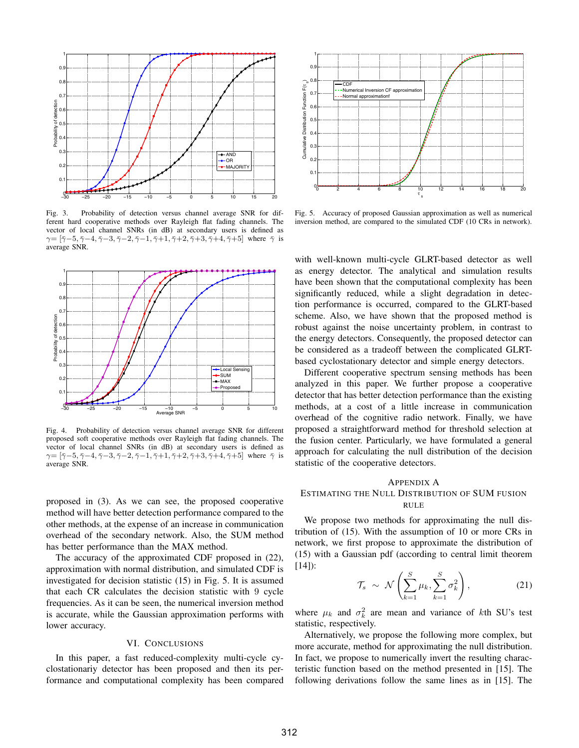Fig. 3. Probability of detection versus channel average SNR for different hard cooperative methods over Rayleigh flat fading channels. The vector of local channel SNRs (in dB) at secondary users is defined as $\gamma = [\bar{\gamma}-5, \bar{\gamma}-4, \bar{\gamma}-3, \bar{\gamma}-2, \bar{\gamma}-1, \bar{\gamma}+1, \bar{\gamma}+2, \bar{\gamma}+3, \bar{\gamma}+4, \bar{\gamma}+5]$ where $\bar{\gamma}$ is average SNR.

Fig. 4. Probability of detection versus channel average SNR for different proposed soft cooperative methods over Rayleigh flat fading channels. The vector of local channel SNRs (in dB) at secondary users is defined as $\gamma = [\bar{\gamma}-5, \bar{\gamma}-4, \bar{\gamma}-3, \bar{\gamma}-2, \bar{\gamma}-1, \bar{\gamma}+1, \bar{\gamma}+2, \bar{\gamma}+3, \bar{\gamma}+4, \bar{\gamma}+5]$ where $\bar{\gamma}$ is average SNR.

proposed in (3). As we can see, the proposed cooperative method will have better detection performance compared to the other methods, at the expense of an increase in communication overhead of the secondary network. Also, the SUM method has better performance than the MAX method.

The accuracy of the approximated CDF proposed in (22), approximation with normal distribution, and simulated CDF is investigated for decision statistic (15) in Fig. 5. It is assumed that each CR calculates the decision statistic with 9 cycle frequencies. As it can be seen, the numerical inversion method is accurate, while the Gaussian approximation performs with lower accuracy.

## VI. Conclusions

In this paper, a fast reduced-complexity multi-cycle cyclostationariy detector has been proposed and then its performance and computational complexity has been compared with well-known multi-cycle GLRT-based detector as well as energy detector. The analytical and simulation results have been shown that the computational complexity has been significantly reduced, while a slight degradation in detection performance is occurred, compared to the GLRT-based scheme. Also, we have shown that the proposed method is robust against the noise uncertainty problem, in contrast to the energy detectors. Consequently, the proposed detector can be considered as a tradeoff between the complicated GLRT-based cyclostationary detector and simple energy detectors.

Different cooperative spectrum sensing methods has been analyzed in this paper. We further propose a cooperative detector that has better detection performance than the existing methods, at a cost of a little increase in communication overhead of the cognitive radio network. Finally, we have proposed a straightforward method for threshold selection at the fusion center. Particularly, we have formulated a general approach for calculating the null distribution of the decision statistic of the cooperative detectors.

Fig. 5. Accuracy of proposed Gaussian approximation as well as numerical inversion method, are compared to the simulated CDF (10 CRs in network).

## Appendix A
## Estimating the Null Distribution of SUM Fusion Rule

We propose two methods for approximating the null distribution of (15). With the assumption of 10 or more CRs in network, we first propose to approximate the distribution of (15) with a Gaussian pdf (according to central limit theorem [14]):

$$\mathcal{T}_s \sim \mathcal{N}\left(\sum_{k=1}^{S} \mu_k, \sum_{k=1}^{S} \sigma_k^2\right), \tag{21}$$

where $\mu_k$ and $\sigma_k^2$ are mean and variance of $k$th SU's test statistic, respectively.

Alternatively, we propose the following more complex, but more accurate, method for approximating the null distribution. In fact, we propose to numerically invert the resulting characteristic function based on the method presented in [15]. The following derivations follow the same lines as in [15]. The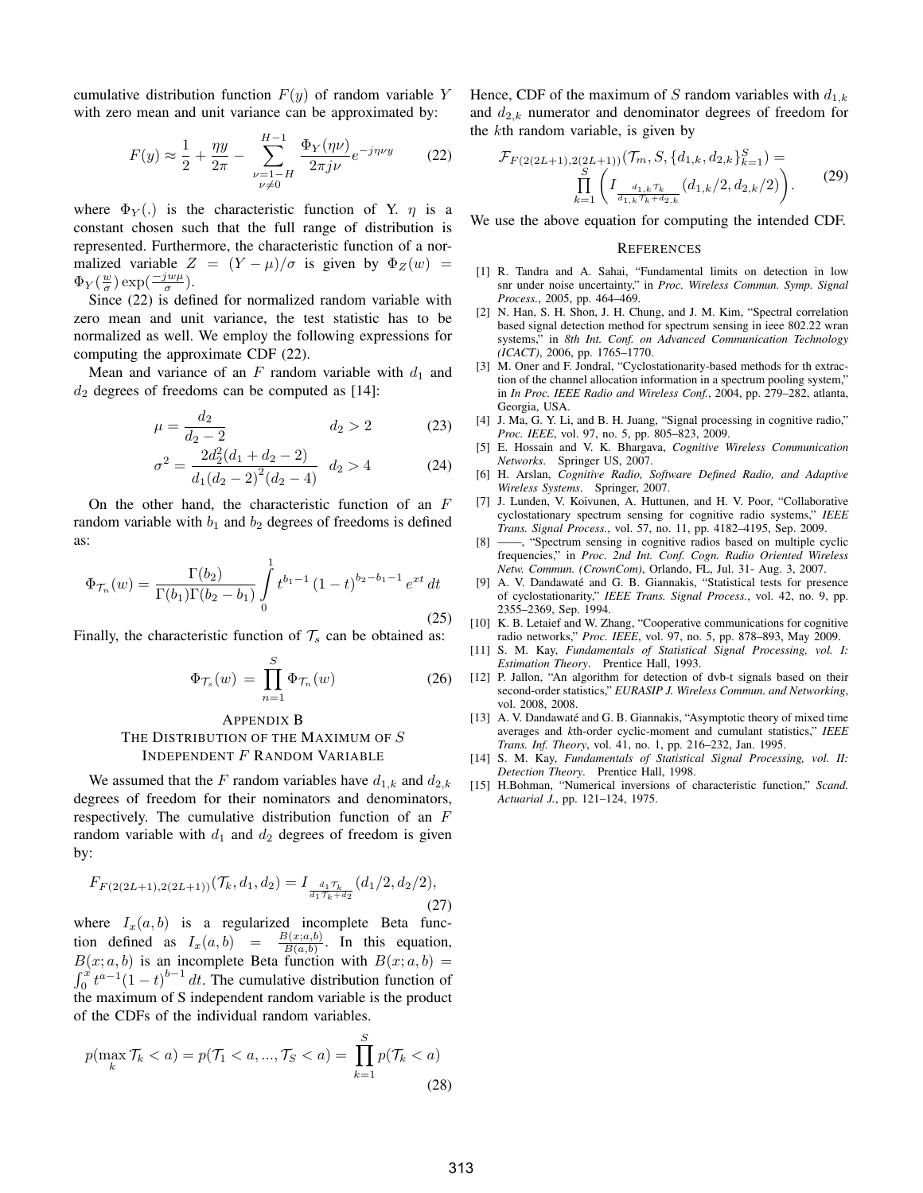cumulative distribution function $F(y)$ of random variable $Y$ with zero mean and unit variance can be approximated by:

$$F(y) \approx \frac{1}{2} + \frac{\eta y}{2\pi} - \sum_{\substack{\nu=1-H \\ \nu \neq 0}}^{H-1} \frac{\Phi_Y(\eta\nu)}{2\pi j\nu} e^{-j\eta\nu y} \tag{22}$$

where $\Phi_Y(.)$ is the characteristic function of Y. $\eta$ is a constant chosen such that the full range of distribution is represented. Furthermore, the characteristic function of a normalized variable $Z = (Y - \mu)/\sigma$ is given by $\Phi_Z(w) = \Phi_Y(\frac{w}{\sigma}) \exp(\frac{-jw\mu}{\sigma})$.

Since (22) is defined for normalized random variable with zero mean and unit variance, the test statistic has to be normalized as well. We employ the following expressions for computing the approximate CDF (22).

Mean and variance of an $F$ random variable with $d_1$ and $d_2$ degrees of freedoms can be computed as [14]:

$$\mu = \frac{d_2}{d_2 - 2} \qquad d_2 > 2 \tag{23}$$

$$\sigma^2 = \frac{2d_2^2(d_1 + d_2 - 2)}{d_1(d_2 - 2)^2(d_2 - 4)} \quad d_2 > 4 \tag{24}$$

On the other hand, the characteristic function of an $F$ random variable with $b_1$ and $b_2$ degrees of freedoms is defined as:

$$\Phi_{\mathcal{T}_n}(w) = \frac{\Gamma(b_2)}{\Gamma(b_1)\Gamma(b_2 - b_1)} \int_0^1 t^{b_1 - 1} (1-t)^{b_2 - b_1 - 1} e^{xt} \, dt \tag{25}$$

Finally, the characteristic function of $\mathcal{T}_s$ can be obtained as:

$$\Phi_{\mathcal{T}_s}(w) = \prod_{n=1}^{S} \Phi_{\mathcal{T}_n}(w) \tag{26}$$

## Appendix B
## The Distribution of the Maximum of $S$ Independent $F$ Random Variable

We assumed that the $F$ random variables have $d_{1,k}$ and $d_{2,k}$ degrees of freedom for their nominators and denominators, respectively. The cumulative distribution function of an $F$ random variable with $d_1$ and $d_2$ degrees of freedom is given by:

$$F_{F(2(2L+1),2(2L+1))}(\mathcal{T}_k, d_1, d_2) = I_{\frac{d_1 \mathcal{T}_k}{d_1 \mathcal{T}_k + d_2}}(d_1/2, d_2/2), \tag{27}$$

where $I_x(a,b)$ is a regularized incomplete Beta function defined as $I_x(a,b) = \frac{B(x;a,b)}{B(a,b)}$. In this equation, $B(x;a,b)$ is an incomplete Beta function with $B(x;a,b) = \int_0^x t^{a-1}(1-t)^{b-1} \, dt$. The cumulative distribution function of the maximum of S independent random variable is the product of the CDFs of the individual random variables.

$$p(\max_k \mathcal{T}_k < a) = p(\mathcal{T}_1 < a, ..., \mathcal{T}_S < a) = \prod_{k=1}^{S} p(\mathcal{T}_k < a) \tag{28}$$

Hence, CDF of the maximum of $S$ random variables with $d_{1,k}$ and $d_{2,k}$ numerator and denominator degrees of freedom for the $k$th random variable, is given by

$$\mathcal{F}_{F(2(2L+1),2(2L+1))}(\mathcal{T}_m, S, \{d_{1,k}, d_{2,k}\}_{k=1}^{S}) = \prod_{k=1}^{S} \left( I_{\frac{d_{1,k}\mathcal{T}_k}{d_{1,k}\mathcal{T}_k + d_{2,k}}}(d_{1,k}/2, d_{2,k}/2) \right). \tag{29}$$

We use the above equation for computing the intended CDF.

## References

[1] R. Tandra and A. Sahai, "Fundamental limits on detection in low snr under noise uncertainty," in *Proc. Wireless Commun. Symp. Signal Process.*, 2005, pp. 464–469.

[2] N. Han, S. H. Shon, J. H. Chung, and J. M. Kim, "Spectral correlation based signal detection method for spectrum sensing in ieee 802.22 wran systems," in *8th Int. Conf. on Advanced Communication Technology (ICACT)*, 2006, pp. 1765–1770.

[3] M. Oner and F. Jondral, "Cyclostationarity-based methods for th extraction of the channel allocation information in a spectrum pooling system," in *In Proc. IEEE Radio and Wireless Conf.*, 2004, pp. 279–282, atlanta, Georgia, USA.

[4] J. Ma, G. Y. Li, and B. H. Juang, "Signal processing in cognitive radio," *Proc. IEEE*, vol. 97, no. 5, pp. 805–823, 2009.

[5] E. Hossain and V. K. Bhargava, *Cognitive Wireless Communication Networks*. Springer US, 2007.

[6] H. Arslan, *Cognitive Radio, Software Defined Radio, and Adaptive Wireless Systems*. Springer, 2007.

[7] J. Lunden, V. Koivunen, A. Huttunen, and H. V. Poor, "Collaborative cyclostationary spectrum sensing for cognitive radio systems," *IEEE Trans. Signal Process.*, vol. 57, no. 11, pp. 4182–4195, Sep. 2009.

[8] ——, "Spectrum sensing in cognitive radios based on multiple cyclic frequencies," in *Proc. 2nd Int. Conf. Cogn. Radio Oriented Wireless Netw. Commun. (CrownCom)*, Orlando, FL, Jul. 31- Aug. 3, 2007.

[9] A. V. Dandawaté and G. B. Giannakis, "Statistical tests for presence of cyclostationarity," *IEEE Trans. Signal Process.*, vol. 42, no. 9, pp. 2355–2369, Sep. 1994.

[10] K. B. Letaief and W. Zhang, "Cooperative communications for cognitive radio networks," *Proc. IEEE*, vol. 97, no. 5, pp. 878–893, May 2009.

[11] S. M. Kay, *Fundamentals of Statistical Signal Processing, vol. I: Estimation Theory*. Prentice Hall, 1993.

[12] P. Jallon, "An algorithm for detection of dvb-t signals based on their second-order statistics," *EURASIP J. Wireless Commun. and Networking*, vol. 2008, 2008.

[13] A. V. Dandawaté and G. B. Giannakis, "Asymptotic theory of mixed time averages and *k*th-order cyclic-moment and cumulant statistics," *IEEE Trans. Inf. Theory*, vol. 41, no. 1, pp. 216–232, Jan. 1995.

[14] S. M. Kay, *Fundamentals of Statistical Signal Processing, vol. II: Detection Theory*. Prentice Hall, 1998.

[15] H.Bohman, "Numerical inversions of characteristic function," *Scand. Actuarial J.*, pp. 121–124, 1975.